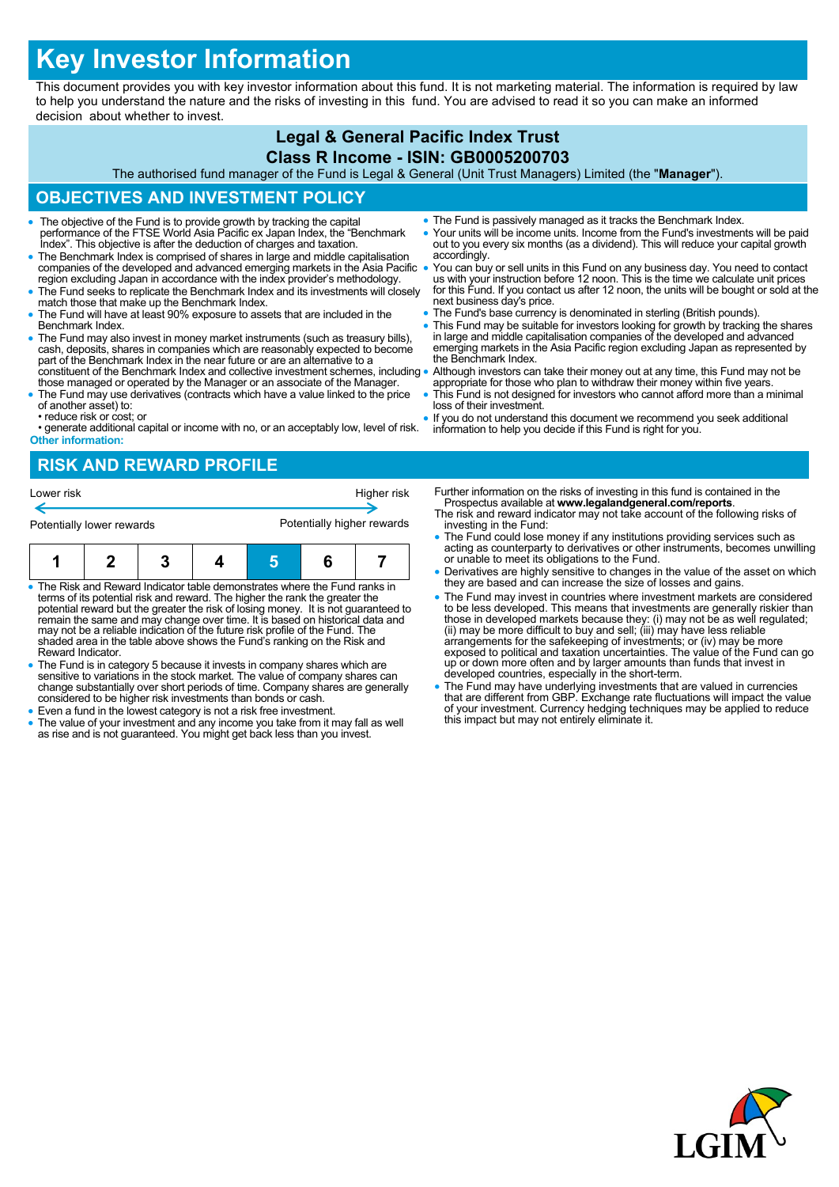# Key Investor Information

This document provides you with key investor information about this fund. It is not marketing material. The information is required by law to help you understand the nature and the risks of investing in this fund. You are advised to read it so you can make an informed decision about whether to invest.

## Legal & General Pacific Index Trust

## Class R Income - ISIN: GB0005200703

The authorised fund manager of the Fund is Legal & General (Unit Trust Managers) Limited (the "**Manager**").

## OBJECTIVES AND INVESTMENT POLICY

- The objective of the Fund is to provide growth by tracking the capital performance of the FTSE World Asia Pacific ex Japan Index, the "Benchmark Index". This objective is after the deduction of charges and taxation.
- The Benchmark Index is comprised of shares in large and middle capitalisation companies of the developed and advanced emerging markets in the Asia Pacific region excluding Japan in accordance with the index provider's methodology.
- The Fund seeks to replicate the Benchmark Index and its investments will closely match those that make up the Benchmark Index.
- The Fund will have at least 90% exposure to assets that are included in the Benchmark Index.
- The Fund may also invest in money market instruments (such as treasury bills), cash, deposits, shares in companies which are reasonably expected to become part of the Benchmark Index in the near future or are an alternative to a constituent of the Benchmark Index and collective investment schemes, including those managed or operated by the Manager or an associate of the Manager.
- The Fund may use derivatives (contracts which have a value linked to the price of another asset) to:
  - reduce risk or cost; or
  - generate additional capital or income with no, or an acceptably low, level of risk.

**Other information:**

- The Fund is passively managed as it tracks the Benchmark Index.
- Your units will be income units. Income from the Fund's investments will be paid out to you every six months (as a dividend). This will reduce your capital growth accordingly.
- You can buy or sell units in this Fund on any business day. You need to contact us with your instruction before 12 noon. This is the time we calculate unit prices for this Fund. If you contact us after 12 noon, the units will be bought or sold at the next business day's price.
- The Fund's base currency is denominated in sterling (British pounds).
- This Fund may be suitable for investors looking for growth by tracking the shares in large and middle capitalisation companies of the developed and advanced emerging markets in the Asia Pacific region excluding Japan as represented by the Benchmark Index.
- Although investors can take their money out at any time, this Fund may not be appropriate for those who plan to withdraw their money within five years.
- This Fund is not designed for investors who cannot afford more than a minimal loss of their investment.
- If you do not understand this document we recommend you seek additional information to help you decide if this Fund is right for you.

## RISK AND REWARD PROFILE

Lower risk — Higher risk

Potentially lower rewards — Potentially higher rewards

| 1 | 2 | 3 | 4 | **5** | 6 | 7 |
|---|---|---|---|---|---|---|

- The Risk and Reward Indicator table demonstrates where the Fund ranks in terms of its potential risk and reward. The higher the rank the greater the potential reward but the greater the risk of losing money. It is not guaranteed to remain the same and may change over time. It is based on historical data and may not be a reliable indication of the future risk profile of the Fund. The shaded area in the table above shows the Fund's ranking on the Risk and Reward Indicator.
- The Fund is in category 5 because it invests in company shares which are sensitive to variations in the stock market. The value of company shares can change substantially over short periods of time. Company shares are generally considered to be higher risk investments than bonds or cash.
- Even a fund in the lowest category is not a risk free investment.
- The value of your investment and any income you take from it may fall as well as rise and is not guaranteed. You might get back less than you invest.

Further information on the risks of investing in this fund is contained in the Prospectus available at **www.legalandgeneral.com/reports**.

The risk and reward indicator may not take account of the following risks of investing in the Fund:

- The Fund could lose money if any institutions providing services such as acting as counterparty to derivatives or other instruments, becomes unwilling or unable to meet its obligations to the Fund.
- Derivatives are highly sensitive to changes in the value of the asset on which they are based and can increase the size of losses and gains.
- The Fund may invest in countries where investment markets are considered to be less developed. This means that investments are generally riskier than those in developed markets because they: (i) may not be as well regulated; (ii) may be more difficult to buy and sell; (iii) may have less reliable arrangements for the safekeeping of investments; or (iv) may be more exposed to political and taxation uncertainties. The value of the Fund can go up or down more often and by larger amounts than funds that invest in developed countries, especially in the short-term.
- The Fund may have underlying investments that are valued in currencies that are different from GBP. Exchange rate fluctuations will impact the value of your investment. Currency hedging techniques may be applied to reduce this impact but may not entirely eliminate it.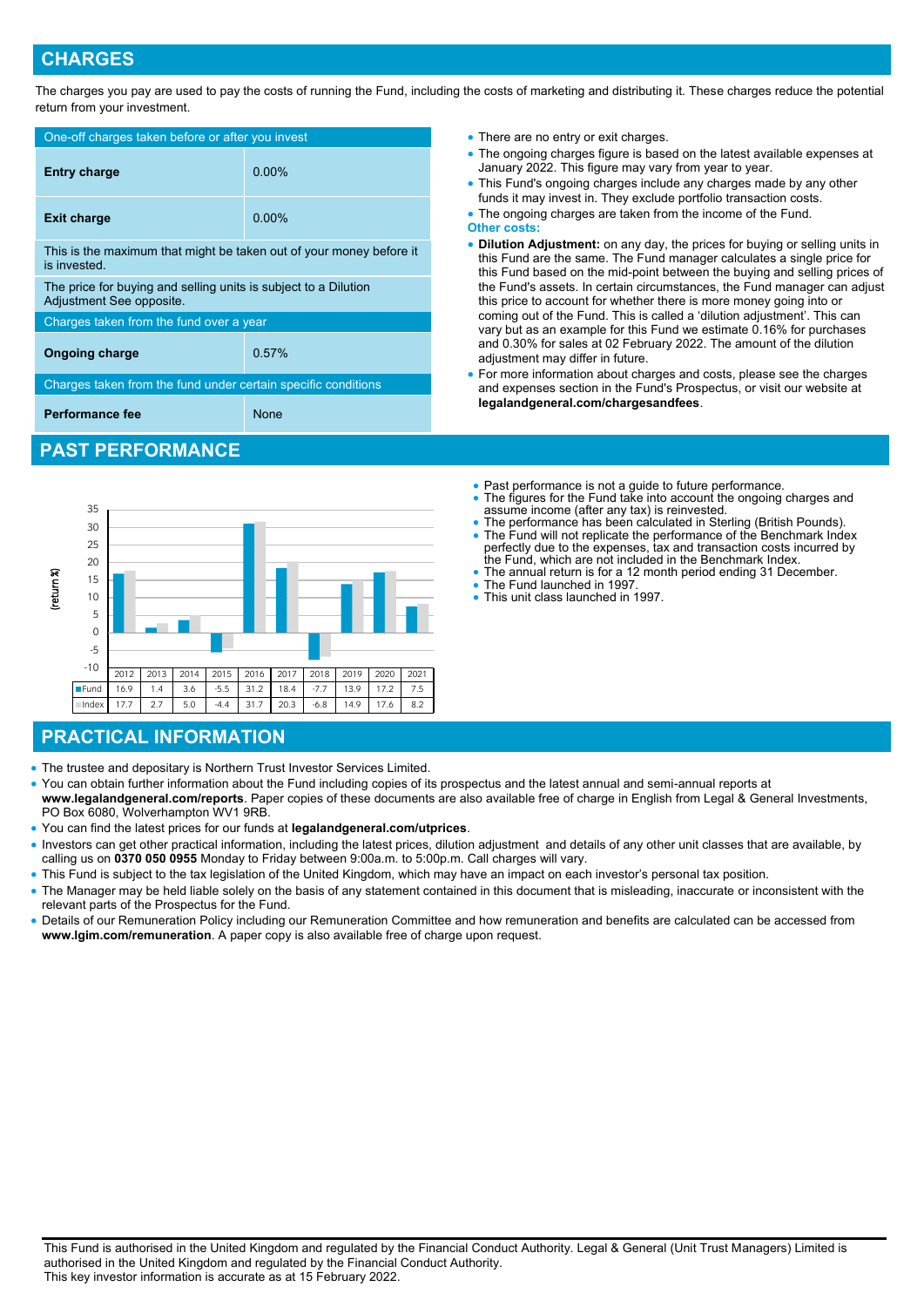## CHARGES

The charges you pay are used to pay the costs of running the Fund, including the costs of marketing and distributing it. These charges reduce the potential return from your investment.

| One-off charges taken before or after you invest | |
|---|---|
| **Entry charge** | 0.00% |
| **Exit charge** | 0.00% |
| This is the maximum that might be taken out of your money before it is invested. | |
| The price for buying and selling units is subject to a Dilution Adjustment See opposite. | |
| **Charges taken from the fund over a year** | |
| **Ongoing charge** | 0.57% |
| **Charges taken from the fund under certain specific conditions** | |
| **Performance fee** | None |

- There are no entry or exit charges.
- The ongoing charges figure is based on the latest available expenses at January 2022. This figure may vary from year to year.
- This Fund's ongoing charges include any charges made by any other funds it may invest in. They exclude portfolio transaction costs.
- The ongoing charges are taken from the income of the Fund.

**Other costs:**

- **Dilution Adjustment:** on any day, the prices for buying or selling units in this Fund are the same. The Fund manager calculates a single price for this Fund based on the mid-point between the buying and selling prices of the Fund's assets. In certain circumstances, the Fund manager can adjust this price to account for whether there is more money going into or coming out of the Fund. This is called a 'dilution adjustment'. This can vary but as an example for this Fund we estimate 0.16% for purchases and 0.30% for sales at 02 February 2022. The amount of the dilution adjustment may differ in future.
- For more information about charges and costs, please see the charges and expenses section in the Fund's Prospectus, or visit our website at **legalandgeneral.com/chargesandfees**.

## PAST PERFORMANCE

(return %)

35 30 25 20 15 10 5 0 -5 -10

2012 2013 2014 2015 2016 2017 2018 2019 2020 2021

Fund 16.9 1.4 3.6 -5.5 31.2 18.4 -7.7 13.9 17.2 7.5

Index 17.7 2.7 5.0 -4.4 31.7 20.3 -6.8 14.9 17.6 8.2

- Past performance is not a guide to future performance.
- The figures for the Fund take into account the ongoing charges and assume income (after any tax) is reinvested.
- The performance has been calculated in Sterling (British Pounds).
- The Fund will not replicate the performance of the Benchmark Index perfectly due to the expenses, tax and transaction costs incurred by the Fund, which are not included in the Benchmark Index.
- The annual return is for a 12 month period ending 31 December.
- The Fund launched in 1997.
- This unit class launched in 1997.

## PRACTICAL INFORMATION

- The trustee and depositary is Northern Trust Investor Services Limited.
- You can obtain further information about the Fund including copies of its prospectus and the latest annual and semi-annual reports at **www.legalandgeneral.com/reports**. Paper copies of these documents are also available free of charge in English from Legal & General Investments, PO Box 6080, Wolverhampton WV1 9RB.
- You can find the latest prices for our funds at **legalandgeneral.com/utprices**.
- Investors can get other practical information, including the latest prices, dilution adjustment and details of any other unit classes that are available, by calling us on **0370 050 0955** Monday to Friday between 9:00a.m. to 5:00p.m. Call charges will vary.
- This Fund is subject to the tax legislation of the United Kingdom, which may have an impact on each investor's personal tax position.
- The Manager may be held liable solely on the basis of any statement contained in this document that is misleading, inaccurate or inconsistent with the relevant parts of the Prospectus for the Fund.
- Details of our Remuneration Policy including our Remuneration Committee and how remuneration and benefits are calculated can be accessed from **www.lgim.com/remuneration**. A paper copy is also available free of charge upon request.

This Fund is authorised in the United Kingdom and regulated by the Financial Conduct Authority. Legal & General (Unit Trust Managers) Limited is authorised in the United Kingdom and regulated by the Financial Conduct Authority.
This key investor information is accurate as at 15 February 2022.